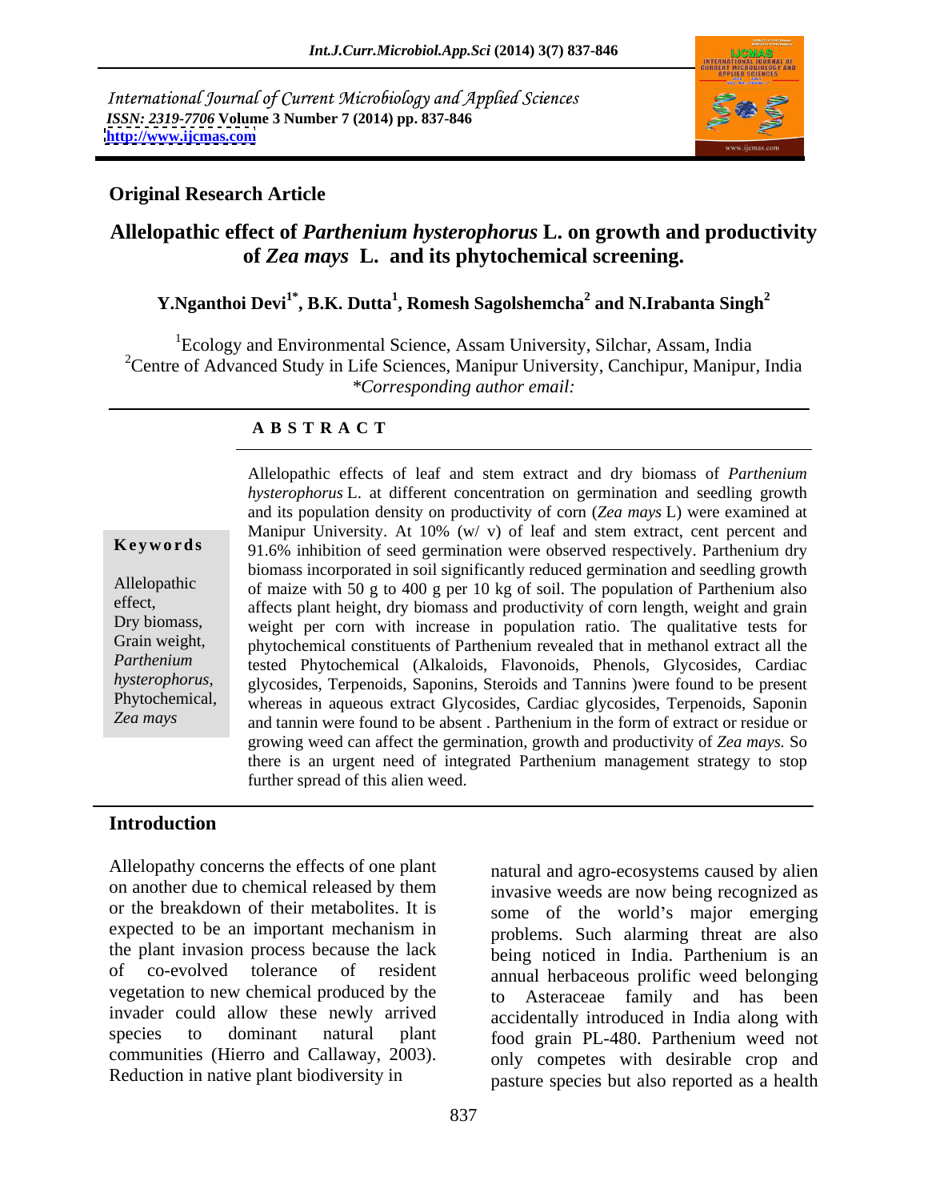International Journal of Current Microbiology and Applied Sciences
*ISSN: 2319-7706* **Volume 3 Number 7 (2014) pp. 837-846**
**http://www.ijcmas.com**

**Original Research Article**

# Allelopathic effect of *Parthenium hysterophorus* L. on growth and productivity of *Zea mays* L. and its phytochemical screening.

**Y.Nganthoi Devi[1*], B.K. Dutta[1], Romesh Sagolshemcha[2] and N.Irabanta Singh[2]**

[1]Ecology and Environmental Science, Assam University, Silchar, Assam, India
[2]Centre of Advanced Study in Life Sciences, Manipur University, Canchipur, Manipur, India
*\*Corresponding author email:*

**A B S T R A C T**

**Keywords**

Allelopathic effect, Dry biomass, Grain weight, *Parthenium hysterophorus*, Phytochemical, *Zea mays*

Allelopathic effects of leaf and stem extract and dry biomass of *Parthenium hysterophorus* L. at different concentration on germination and seedling growth and its population density on productivity of corn (*Zea mays* L) were examined at Manipur University. At 10% (w/ v) of leaf and stem extract, cent percent and 91.6% inhibition of seed germination were observed respectively. Parthenium dry biomass incorporated in soil significantly reduced germination and seedling growth of maize with 50 g to 400 g per 10 kg of soil. The population of Parthenium also affects plant height, dry biomass and productivity of corn length, weight and grain weight per corn with increase in population ratio. The qualitative tests for phytochemical constituents of Parthenium revealed that in methanol extract all the tested Phytochemical (Alkaloids, Flavonoids, Phenols, Glycosides, Cardiac glycosides, Terpenoids, Saponins, Steroids and Tannins )were found to be present whereas in aqueous extract Glycosides, Cardiac glycosides, Terpenoids, Saponin and tannin were found to be absent . Parthenium in the form of extract or residue or growing weed can affect the germination, growth and productivity of *Zea mays.* So there is an urgent need of integrated Parthenium management strategy to stop further spread of this alien weed.

## Introduction

Allelopathy concerns the effects of one plant on another due to chemical released by them or the breakdown of their metabolites. It is expected to be an important mechanism in the plant invasion process because the lack of co-evolved tolerance of resident vegetation to new chemical produced by the invader could allow these newly arrived species to dominant natural plant communities (Hierro and Callaway, 2003). Reduction in native plant biodiversity in natural and agro-ecosystems caused by alien invasive weeds are now being recognized as some of the world's major emerging problems. Such alarming threat are also being noticed in India. Parthenium is an annual herbaceous prolific weed belonging to Asteraceae family and has been accidentally introduced in India along with food grain PL-480. Parthenium weed not only competes with desirable crop and pasture species but also reported as a health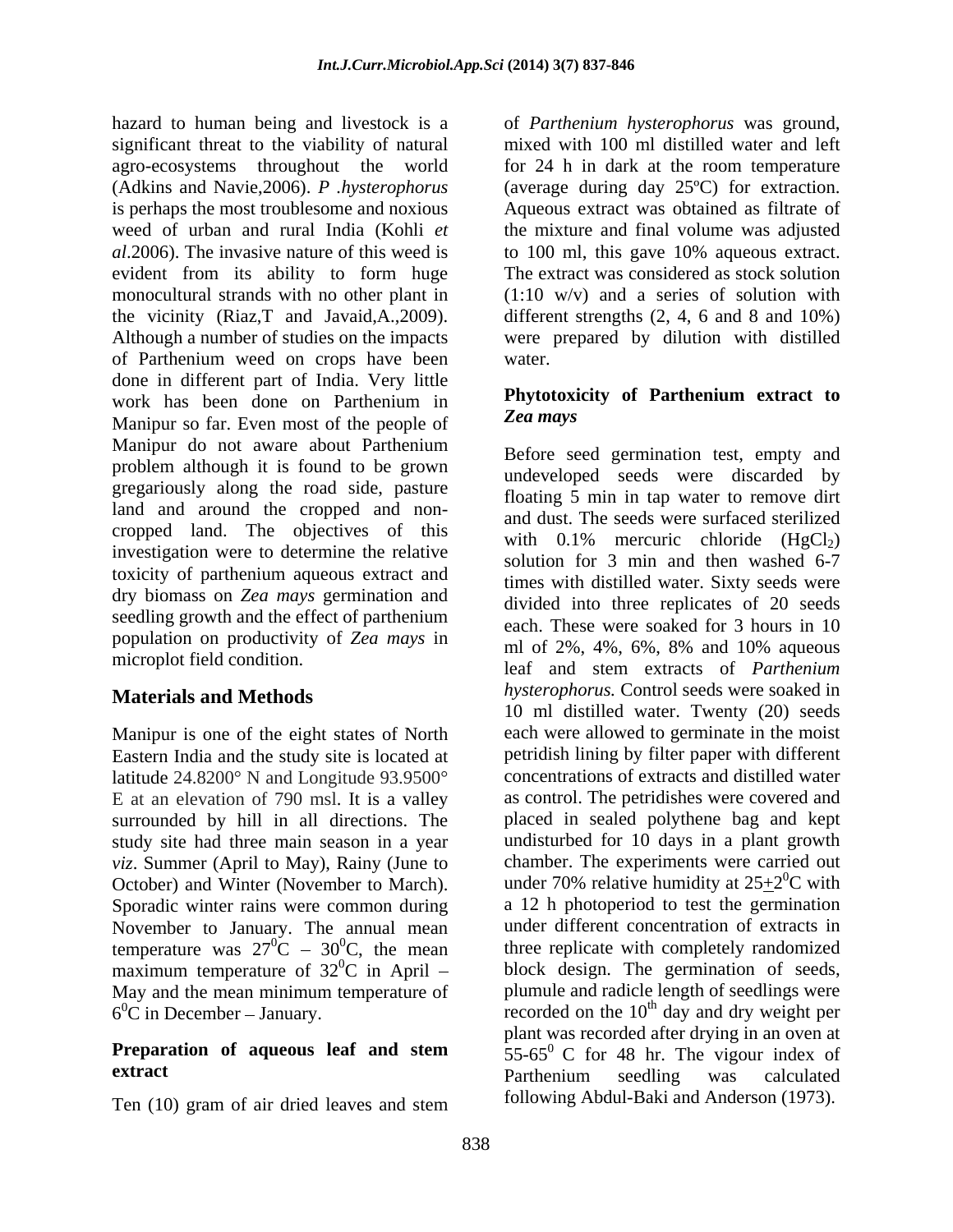hazard to human being and livestock is a significant threat to the viability of natural agro-ecosystems throughout the world (Adkins and Navie,2006). *P .hysterophorus* is perhaps the most troublesome and noxious weed of urban and rural India (Kohli *et al*.2006). The invasive nature of this weed is evident from its ability to form huge monocultural strands with no other plant in the vicinity (Riaz,T and Javaid,A.,2009). Although a number of studies on the impacts of Parthenium weed on crops have been done in different part of India. Very little work has been done on Parthenium in Manipur so far. Even most of the people of Manipur do not aware about Parthenium problem although it is found to be grown gregariously along the road side, pasture land and around the cropped and non-cropped land. The objectives of this investigation were to determine the relative toxicity of parthenium aqueous extract and dry biomass on *Zea mays* germination and seedling growth and the effect of parthenium population on productivity of *Zea mays* in microplot field condition.

## Materials and Methods

Manipur is one of the eight states of North Eastern India and the study site is located at latitude 24.8200° N and Longitude 93.9500° E at an elevation of 790 msl. It is a valley surrounded by hill in all directions. The study site had three main season in a year *viz*. Summer (April to May), Rainy (June to October) and Winter (November to March). Sporadic winter rains were common during November to January. The annual mean temperature was $27^0$C – $30^0$C, the mean maximum temperature of $32^0$C in April – May and the mean minimum temperature of $6^0$C in December – January.

### Preparation of aqueous leaf and stem extract

Ten (10) gram of air dried leaves and stem of *Parthenium hysterophorus* was ground, mixed with 100 ml distilled water and left for 24 h in dark at the room temperature (average during day 25ºC) for extraction. Aqueous extract was obtained as filtrate of the mixture and final volume was adjusted to 100 ml, this gave 10% aqueous extract. The extract was considered as stock solution (1:10 w/v) and a series of solution with different strengths (2, 4, 6 and 8 and 10%) were prepared by dilution with distilled water.

### Phytotoxicity of Parthenium extract to *Zea mays*

Before seed germination test, empty and undeveloped seeds were discarded by floating 5 min in tap water to remove dirt and dust. The seeds were surfaced sterilized with 0.1% mercuric chloride ($HgCl_2$) solution for 3 min and then washed 6-7 times with distilled water. Sixty seeds were divided into three replicates of 20 seeds each. These were soaked for 3 hours in 10 ml of 2%, 4%, 6%, 8% and 10% aqueous leaf and stem extracts of *Parthenium hysterophorus.* Control seeds were soaked in 10 ml distilled water. Twenty (20) seeds each were allowed to germinate in the moist petridish lining by filter paper with different concentrations of extracts and distilled water as control. The petridishes were covered and placed in sealed polythene bag and kept undisturbed for 10 days in a plant growth chamber. The experiments were carried out under 70% relative humidity at $25 \pm 2^0$C with a 12 h photoperiod to test the germination under different concentration of extracts in three replicate with completely randomized block design. The germination of seeds, plumule and radicle length of seedlings were recorded on the $10^{th}$ day and dry weight per plant was recorded after drying in an oven at $55\text{-}65^0$ C for 48 hr. The vigour index of Parthenium seedling was calculated following Abdul-Baki and Anderson (1973).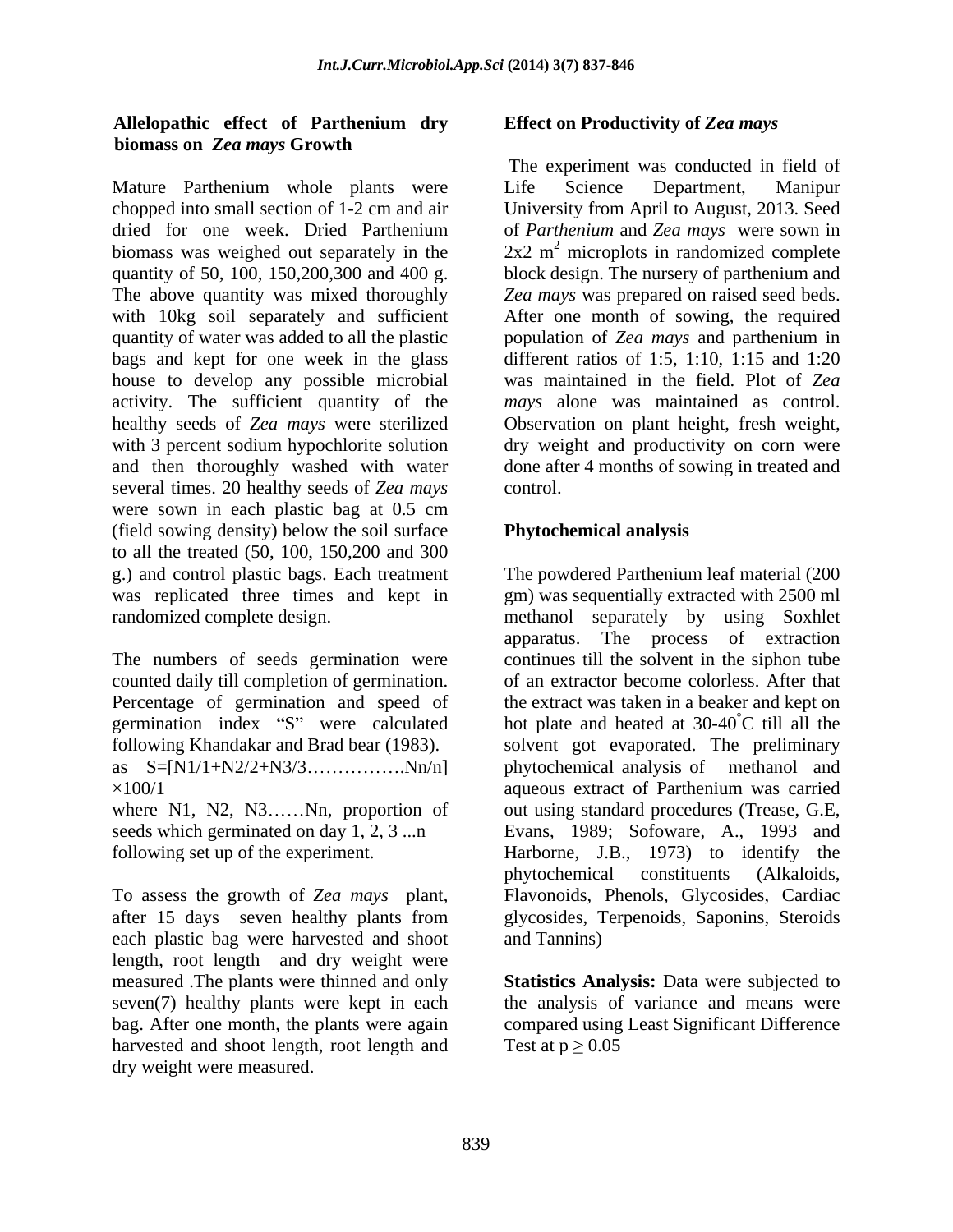### Allelopathic effect of Parthenium dry biomass on *Zea mays* Growth

Mature Parthenium whole plants were chopped into small section of 1-2 cm and air dried for one week. Dried Parthenium biomass was weighed out separately in the quantity of 50, 100, 150,200,300 and 400 g. The above quantity was mixed thoroughly with 10kg soil separately and sufficient quantity of water was added to all the plastic bags and kept for one week in the glass house to develop any possible microbial activity. The sufficient quantity of the healthy seeds of *Zea mays* were sterilized with 3 percent sodium hypochlorite solution and then thoroughly washed with water several times. 20 healthy seeds of *Zea mays* were sown in each plastic bag at 0.5 cm (field sowing density) below the soil surface to all the treated (50, 100, 150,200 and 300 g.) and control plastic bags. Each treatment was replicated three times and kept in randomized complete design.

The numbers of seeds germination were counted daily till completion of germination. Percentage of germination and speed of germination index "S" were calculated following Khandakar and Brad bear (1983). as $S=[N1/1+N2/2+N3/3\ldots\ldots\ldots\ldots\ldots Nn/n] \times 100/1$

where N1, N2, N3……Nn, proportion of seeds which germinated on day 1, 2, 3 ...n following set up of the experiment.

To assess the growth of *Zea mays* plant, after 15 days seven healthy plants from each plastic bag were harvested and shoot length, root length and dry weight were measured .The plants were thinned and only seven(7) healthy plants were kept in each bag. After one month, the plants were again harvested and shoot length, root length and dry weight were measured.

### Effect on Productivity of *Zea mays*

The experiment was conducted in field of Life Science Department, Manipur University from April to August, 2013. Seed of *Parthenium* and *Zea mays* were sown in 2x2 $m^2$ microplots in randomized complete block design. The nursery of parthenium and *Zea mays* was prepared on raised seed beds. After one month of sowing, the required population of *Zea mays* and parthenium in different ratios of 1:5, 1:10, 1:15 and 1:20 was maintained in the field. Plot of *Zea mays* alone was maintained as control. Observation on plant height, fresh weight, dry weight and productivity on corn were done after 4 months of sowing in treated and control.

### Phytochemical analysis

The powdered Parthenium leaf material (200 gm) was sequentially extracted with 2500 ml methanol separately by using Soxhlet apparatus. The process of extraction continues till the solvent in the siphon tube of an extractor become colorless. After that the extract was taken in a beaker and kept on hot plate and heated at 30-40$^{\circ}$C till all the solvent got evaporated. The preliminary phytochemical analysis of methanol and aqueous extract of Parthenium was carried out using standard procedures (Trease, G.E, Evans, 1989; Sofoware, A., 1993 and Harborne, J.B., 1973) to identify the phytochemical constituents (Alkaloids, Flavonoids, Phenols, Glycosides, Cardiac glycosides, Terpenoids, Saponins, Steroids and Tannins)

**Statistics Analysis:** Data were subjected to the analysis of variance and means were compared using Least Significant Difference Test at $p \geq 0.05$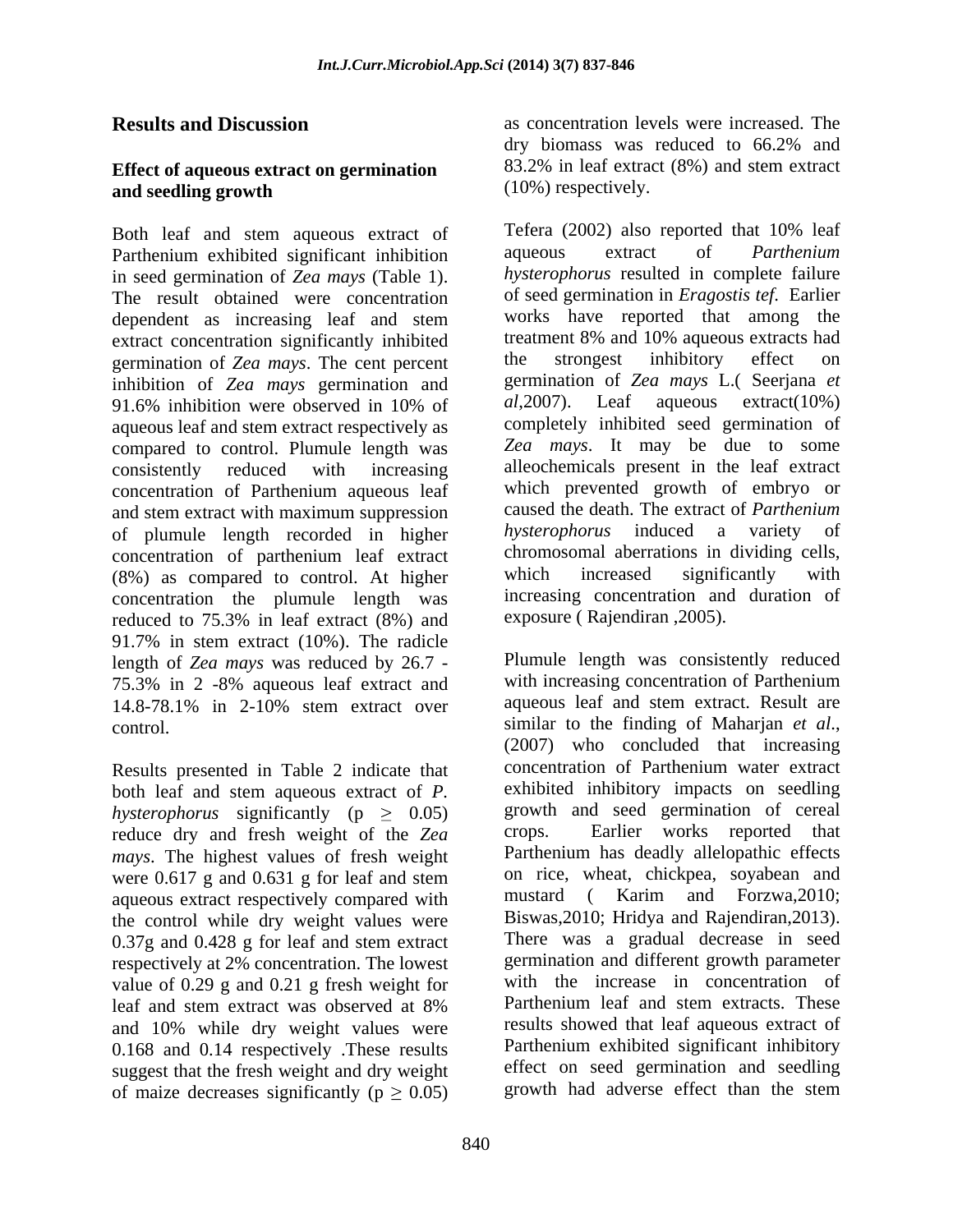## Results and Discussion

### Effect of aqueous extract on germination and seedling growth

Both leaf and stem aqueous extract of Parthenium exhibited significant inhibition in seed germination of *Zea mays* (Table 1). The result obtained were concentration dependent as increasing leaf and stem extract concentration significantly inhibited germination of *Zea mays*. The cent percent inhibition of *Zea mays* germination and 91.6% inhibition were observed in 10% of aqueous leaf and stem extract respectively as compared to control. Plumule length was consistently reduced with increasing concentration of Parthenium aqueous leaf and stem extract with maximum suppression of plumule length recorded in higher concentration of parthenium leaf extract (8%) as compared to control. At higher concentration the plumule length was reduced to 75.3% in leaf extract (8%) and 91.7% in stem extract (10%). The radicle length of *Zea mays* was reduced by 26.7 - 75.3% in 2 -8% aqueous leaf extract and 14.8-78.1% in 2-10% stem extract over control.

Results presented in Table 2 indicate that both leaf and stem aqueous extract of *P. hysterophorus* significantly ($p \geq 0.05$) reduce dry and fresh weight of the *Zea mays*. The highest values of fresh weight were 0.617 g and 0.631 g for leaf and stem aqueous extract respectively compared with the control while dry weight values were 0.37g and 0.428 g for leaf and stem extract respectively at 2% concentration. The lowest value of 0.29 g and 0.21 g fresh weight for leaf and stem extract was observed at 8% and 10% while dry weight values were 0.168 and 0.14 respectively .These results suggest that the fresh weight and dry weight of maize decreases significantly ($p \geq 0.05$) as concentration levels were increased. The dry biomass was reduced to 66.2% and 83.2% in leaf extract (8%) and stem extract (10%) respectively.

Tefera (2002) also reported that 10% leaf aqueous extract of *Parthenium hysterophorus* resulted in complete failure of seed germination in *Eragostis tef.* Earlier works have reported that among the treatment 8% and 10% aqueous extracts had the strongest inhibitory effect on germination of *Zea mays* L.( Seerjana *et al*,2007). Leaf aqueous extract(10%) completely inhibited seed germination of *Zea mays*. It may be due to some alleochemicals present in the leaf extract which prevented growth of embryo or caused the death. The extract of *Parthenium hysterophorus* induced a variety of chromosomal aberrations in dividing cells, which increased significantly with increasing concentration and duration of exposure ( Rajendiran ,2005).

Plumule length was consistently reduced with increasing concentration of Parthenium aqueous leaf and stem extract. Result are similar to the finding of Maharjan *et al*., (2007) who concluded that increasing concentration of Parthenium water extract exhibited inhibitory impacts on seedling growth and seed germination of cereal crops. Earlier works reported that Parthenium has deadly allelopathic effects on rice, wheat, chickpea, soyabean and mustard ( Karim and Forzwa,2010; Biswas,2010; Hridya and Rajendiran,2013). There was a gradual decrease in seed germination and different growth parameter with the increase in concentration of Parthenium leaf and stem extracts. These results showed that leaf aqueous extract of Parthenium exhibited significant inhibitory effect on seed germination and seedling growth had adverse effect than the stem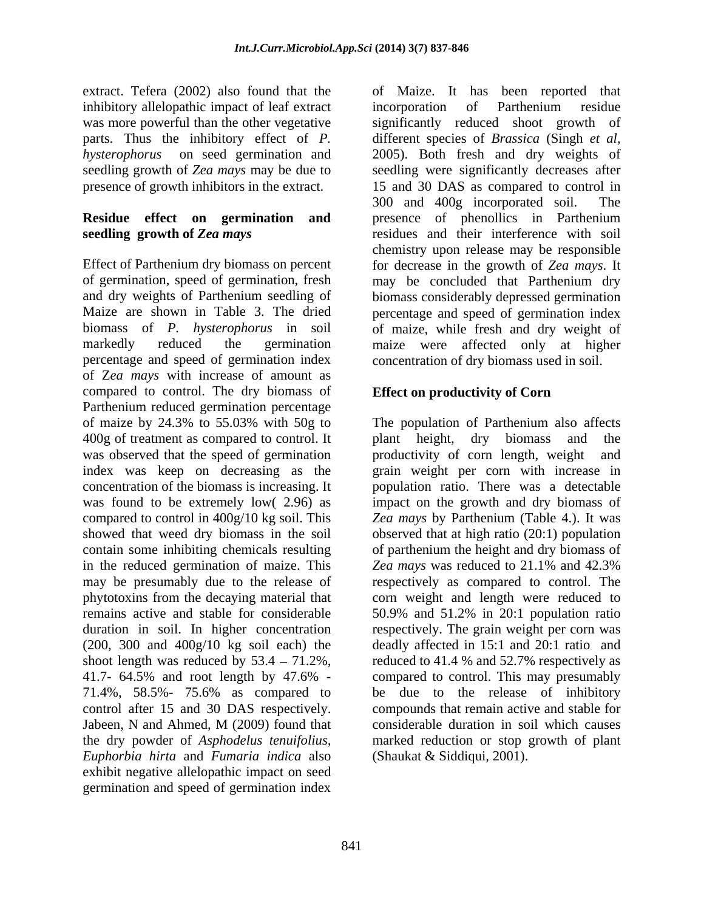extract. Tefera (2002) also found that the inhibitory allelopathic impact of leaf extract was more powerful than the other vegetative parts. Thus the inhibitory effect of *P. hysterophorus* on seed germination and seedling growth of *Zea mays* may be due to presence of growth inhibitors in the extract.

**Residue effect on germination and seedling growth of *Zea mays***

Effect of Parthenium dry biomass on percent of germination, speed of germination, fresh and dry weights of Parthenium seedling of Maize are shown in Table 3. The dried biomass of *P. hysterophorus* in soil markedly reduced the germination percentage and speed of germination index of Z*ea mays* with increase of amount as compared to control. The dry biomass of Parthenium reduced germination percentage of maize by 24.3% to 55.03% with 50g to 400g of treatment as compared to control. It was observed that the speed of germination index was keep on decreasing as the concentration of the biomass is increasing. It was found to be extremely low( 2.96) as compared to control in 400g/10 kg soil. This showed that weed dry biomass in the soil contain some inhibiting chemicals resulting in the reduced germination of maize. This may be presumably due to the release of phytotoxins from the decaying material that remains active and stable for considerable duration in soil. In higher concentration (200, 300 and 400g/10 kg soil each) the shoot length was reduced by 53.4 – 71.2%, 41.7- 64.5% and root length by 47.6% - 71.4%, 58.5%- 75.6% as compared to control after 15 and 30 DAS respectively. Jabeen, N and Ahmed, M (2009) found that the dry powder of *Asphodelus tenuifolius*, *Euphorbia hirta* and *Fumaria indica* also exhibit negative allelopathic impact on seed germination and speed of germination index of Maize. It has been reported that incorporation of Parthenium residue significantly reduced shoot growth of different species of *Brassica* (Singh *et al*, 2005). Both fresh and dry weights of seedling were significantly decreases after 15 and 30 DAS as compared to control in 300 and 400g incorporated soil. The presence of phenollics in Parthenium residues and their interference with soil chemistry upon release may be responsible for decrease in the growth of *Zea mays*. It may be concluded that Parthenium dry biomass considerably depressed germination percentage and speed of germination index of maize, while fresh and dry weight of maize were affected only at higher concentration of dry biomass used in soil.

**Effect on productivity of Corn**

The population of Parthenium also affects plant height, dry biomass and the productivity of corn length, weight and grain weight per corn with increase in population ratio. There was a detectable impact on the growth and dry biomass of *Zea mays* by Parthenium (Table 4.). It was observed that at high ratio (20:1) population of parthenium the height and dry biomass of *Zea mays* was reduced to 21.1% and 42.3% respectively as compared to control. The corn weight and length were reduced to 50.9% and 51.2% in 20:1 population ratio respectively. The grain weight per corn was deadly affected in 15:1 and 20:1 ratio and reduced to 41.4 % and 52.7% respectively as compared to control. This may presumably be due to the release of inhibitory compounds that remain active and stable for considerable duration in soil which causes marked reduction or stop growth of plant (Shaukat & Siddiqui, 2001).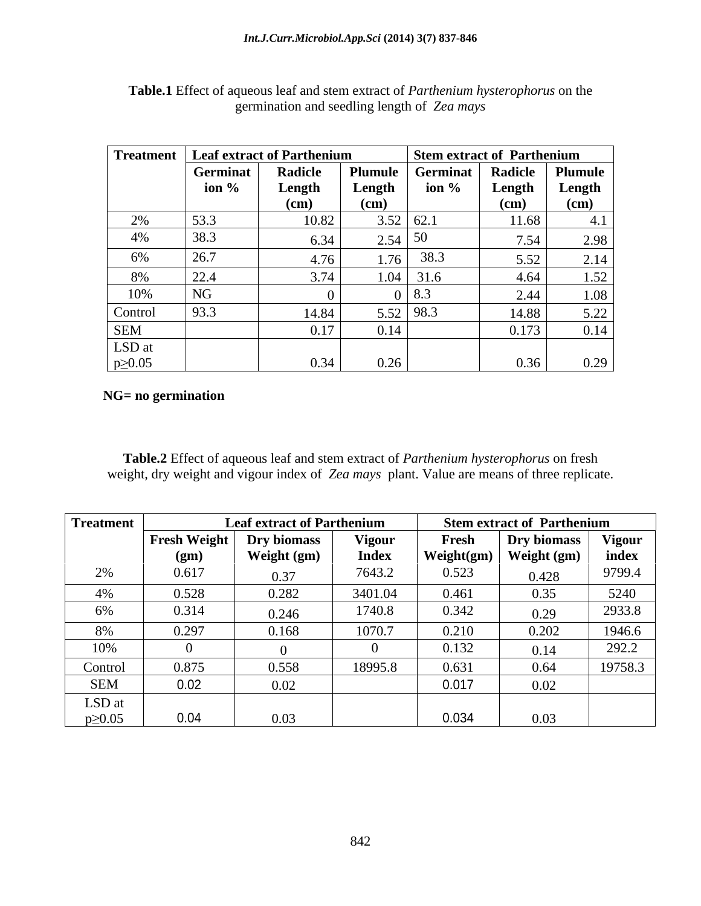**Table.1** Effect of aqueous leaf and stem extract of *Parthenium hysterophorus* on the germination and seedling length of *Zea mays*

| Treatment | Leaf extract of Parthenium | | | Stem extract of Parthenium | | |
|---|---|---|---|---|---|---|
| | Germination % | Radicle Length (cm) | Plumule Length (cm) | Germination % | Radicle Length (cm) | Plumule Length (cm) |
| 2% | 53.3 | 10.82 | 3.52 | 62.1 | 11.68 | 4.1 |
| 4% | 38.3 | 6.34 | 2.54 | 50 | 7.54 | 2.98 |
| 6% | 26.7 | 4.76 | 1.76 | 38.3 | 5.52 | 2.14 |
| 8% | 22.4 | 3.74 | 1.04 | 31.6 | 4.64 | 1.52 |
| 10% | NG | 0 | 0 | 8.3 | 2.44 | 1.08 |
| Control | 93.3 | 14.84 | 5.52 | 98.3 | 14.88 | 5.22 |
| SEM | | 0.17 | 0.14 | | 0.173 | 0.14 |
| LSD at $p \geq 0.05$ | | 0.34 | 0.26 | | 0.36 | 0.29 |

**NG= no germination**

**Table.2** Effect of aqueous leaf and stem extract of *Parthenium hysterophorus* on fresh weight, dry weight and vigour index of *Zea mays* plant. Value are means of three replicate.

| Treatment | Leaf extract of Parthenium | | | Stem extract of Parthenium | | |
|---|---|---|---|---|---|---|
| | Fresh Weight (gm) | Dry biomass Weight (gm) | Vigour Index | Fresh Weight(gm) | Dry biomass Weight (gm) | Vigour index |
| 2% | 0.617 | 0.37 | 7643.2 | 0.523 | 0.428 | 9799.4 |
| 4% | 0.528 | 0.282 | 3401.04 | 0.461 | 0.35 | 5240 |
| 6% | 0.314 | 0.246 | 1740.8 | 0.342 | 0.29 | 2933.8 |
| 8% | 0.297 | 0.168 | 1070.7 | 0.210 | 0.202 | 1946.6 |
| 10% | 0 | 0 | 0 | 0.132 | 0.14 | 292.2 |
| Control | 0.875 | 0.558 | 18995.8 | 0.631 | 0.64 | 19758.3 |
| SEM | 0.02 | 0.02 | | 0.017 | 0.02 | |
| LSD at $p \geq 0.05$ | 0.04 | 0.03 | | 0.034 | 0.03 | |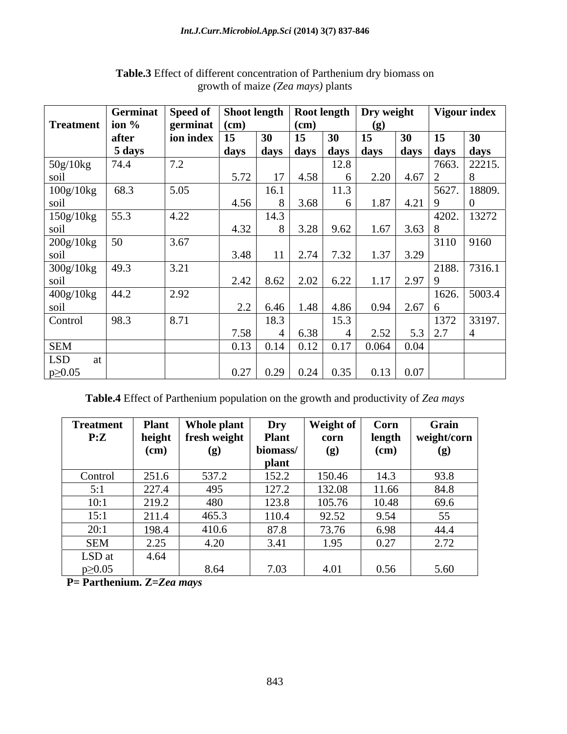**Table.3** Effect of different concentration of Parthenium dry biomass on growth of maize *(Zea mays)* plants

| Treatment | Germination % after 5 days | Speed of germination index | Shoot length (cm) | | Root length (cm) | | Dry weight (g) | | Vigour index | |
|---|---|---|---|---|---|---|---|---|---|---|
| | | | 15 days | 30 days | 15 days | 30 days | 15 days | 30 days | 15 days | 30 days |
| 50g/10kg soil | 74.4 | 7.2 | 5.72 | 17 | 4.58 | 12.8 6 | 2.20 | 4.67 | 7663. 2 | 22215. 8 |
| 100g/10kg soil | 68.3 | 5.05 | 4.56 | 16.1 8 | 3.68 | 11.3 6 | 1.87 | 4.21 | 5627. 9 | 18809. 0 |
| 150g/10kg soil | 55.3 | 4.22 | 4.32 | 14.3 8 | 3.28 | 9.62 | 1.67 | 3.63 | 4202. 8 | 13272 |
| 200g/10kg soil | 50 | 3.67 | 3.48 | 11 | 2.74 | 7.32 | 1.37 | 3.29 | 3110 | 9160 |
| 300g/10kg soil | 49.3 | 3.21 | 2.42 | 8.62 | 2.02 | 6.22 | 1.17 | 2.97 | 2188. 9 | 7316.1 |
| 400g/10kg soil | 44.2 | 2.92 | 2.2 | 6.46 | 1.48 | 4.86 | 0.94 | 2.67 | 1626. 6 | 5003.4 |
| Control | 98.3 | 8.71 | 7.58 | 18.3 4 | 6.38 | 15.3 4 | 2.52 | 5.3 | 1372 2.7 | 33197. 4 |
| SEM | | | 0.13 | 0.14 | 0.12 | 0.17 | 0.064 | 0.04 | | |
| LSD at p≥0.05 | | | 0.27 | 0.29 | 0.24 | 0.35 | 0.13 | 0.07 | | |

**Table.4** Effect of Parthenium population on the growth and productivity of *Zea mays*

| Treatment P:Z | Plant height (cm) | Whole plant fresh weight (g) | Dry Plant biomass/ plant | Weight of corn (g) | Corn length (cm) | Grain weight/corn (g) |
|---|---|---|---|---|---|---|
| Control | 251.6 | 537.2 | 152.2 | 150.46 | 14.3 | 93.8 |
| 5:1 | 227.4 | 495 | 127.2 | 132.08 | 11.66 | 84.8 |
| 10:1 | 219.2 | 480 | 123.8 | 105.76 | 10.48 | 69.6 |
| 15:1 | 211.4 | 465.3 | 110.4 | 92.52 | 9.54 | 55 |
| 20:1 | 198.4 | 410.6 | 87.8 | 73.76 | 6.98 | 44.4 |
| SEM | 2.25 | 4.20 | 3.41 | 1.95 | 0.27 | 2.72 |
| LSD at p≥0.05 | 4.64 | 8.64 | 7.03 | 4.01 | 0.56 | 5.60 |

**P= Parthenium. Z=*Zea mays***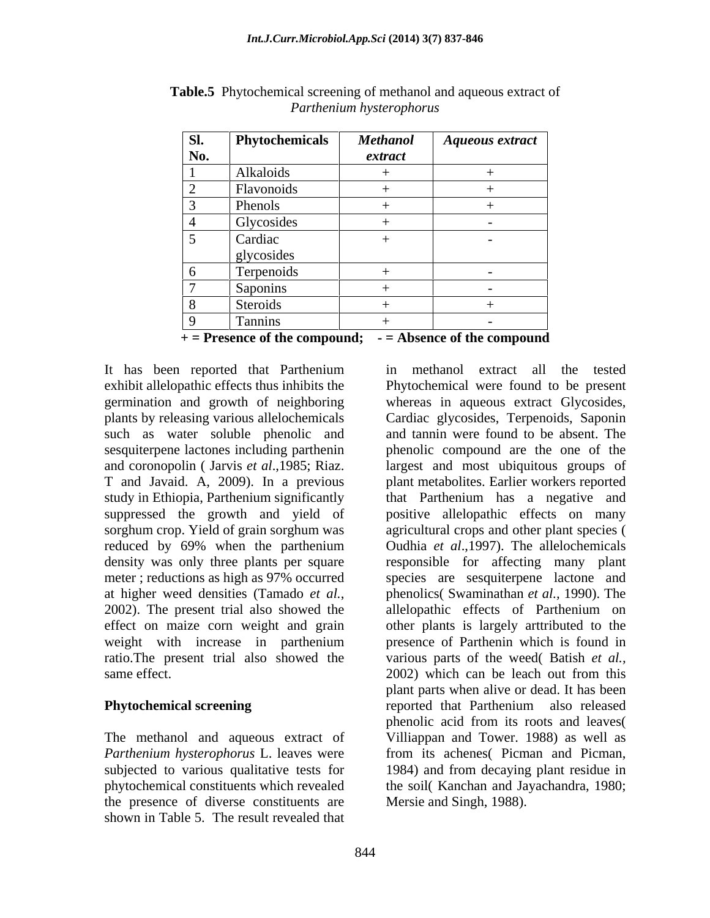**Table.5** Phytochemical screening of methanol and aqueous extract of *Parthenium hysterophorus*

| Sl. No. | Phytochemicals | *Methanol extract* | *Aqueous extract* |
|---|---|---|---|
| 1 | Alkaloids | + | + |
| 2 | Flavonoids | + | + |
| 3 | Phenols | + | + |
| 4 | Glycosides | + | - |
| 5 | Cardiac glycosides | + | - |
| 6 | Terpenoids | + | - |
| 7 | Saponins | + | - |
| 8 | Steroids | + | + |
| 9 | Tannins | + | - |

**+ = Presence of the compound; - = Absence of the compound**

It has been reported that Parthenium exhibit allelopathic effects thus inhibits the germination and growth of neighboring plants by releasing various allelochemicals such as water soluble phenolic and sesquiterpene lactones including parthenin and coronopolin ( Jarvis *et al*.,1985; Riaz. T and Javaid. A, 2009). In a previous study in Ethiopia, Parthenium significantly suppressed the growth and yield of sorghum crop. Yield of grain sorghum was reduced by 69% when the parthenium density was only three plants per square meter ; reductions as high as 97% occurred at higher weed densities (Tamado *et al.*, 2002). The present trial also showed the effect on maize corn weight and grain weight with increase in parthenium ratio.The present trial also showed the same effect.

**Phytochemical screening**

The methanol and aqueous extract of *Parthenium hysterophorus* L. leaves were subjected to various qualitative tests for phytochemical constituents which revealed the presence of diverse constituents are shown in Table 5. The result revealed that in methanol extract all the tested Phytochemical were found to be present whereas in aqueous extract Glycosides, Cardiac glycosides, Terpenoids, Saponin and tannin were found to be absent. The phenolic compound are the one of the largest and most ubiquitous groups of plant metabolites. Earlier workers reported that Parthenium has a negative and positive allelopathic effects on many agricultural crops and other plant species ( Oudhia *et al*.,1997). The allelochemicals responsible for affecting many plant species are sesquiterpene lactone and phenolics( Swaminathan *et al.*, 1990). The allelopathic effects of Parthenium on other plants is largely arttributed to the presence of Parthenin which is found in various parts of the weed( Batish *et al.*, 2002) which can be leach out from this plant parts when alive or dead. It has been reported that Parthenium also released phenolic acid from its roots and leaves( Villiappan and Tower. 1988) as well as from its achenes( Picman and Picman, 1984) and from decaying plant residue in the soil( Kanchan and Jayachandra, 1980; Mersie and Singh, 1988).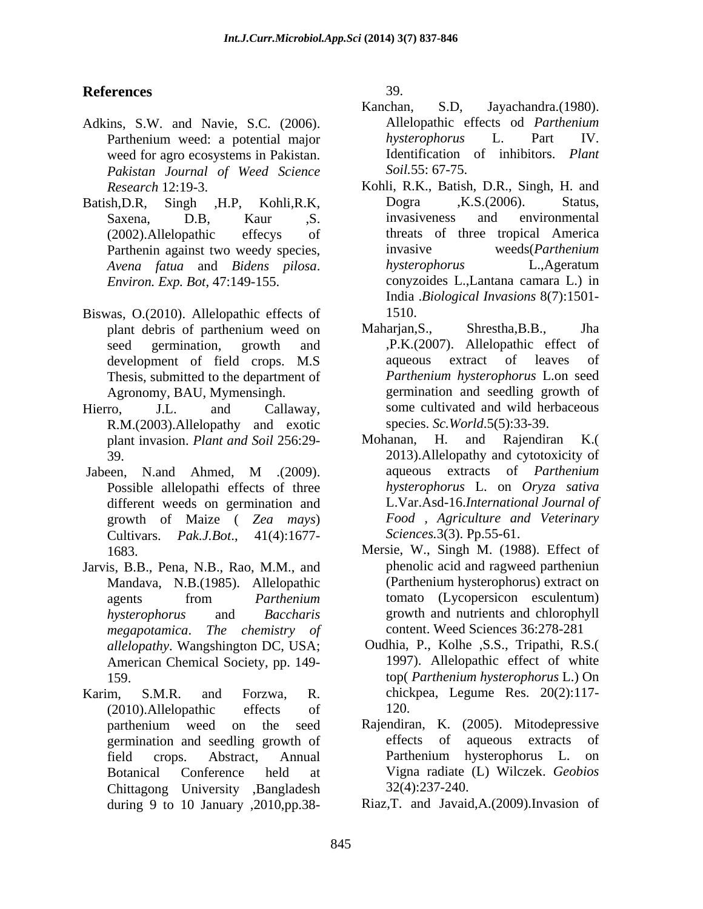## References

Adkins, S.W. and Navie, S.C. (2006). Parthenium weed: a potential major weed for agro ecosystems in Pakistan. *Pakistan Journal of Weed Science Research* 12:19-3.

Batish,D.R, Singh ,H.P, Kohli,R.K, Saxena, D.B, Kaur ,S. (2002).Allelopathic effecys of Parthenin against two weedy species, *Avena fatua* and *Bidens pilosa*. *Environ. Exp. Bot*, 47:149-155.

Biswas, O.(2010). Allelopathic effects of plant debris of parthenium weed on seed germination, growth and development of field crops. M.S Thesis, submitted to the department of Agronomy, BAU, Mymensingh.

Hierro, J.L. and Callaway, R.M.(2003).Allelopathy and exotic plant invasion. *Plant and Soil* 256:29-39.

Jabeen, N.and Ahmed, M .(2009). Possible allelopathi effects of three different weeds on germination and growth of Maize ( *Zea mays*) Cultivars. *Pak.J.Bot*., 41(4):1677-1683.

Jarvis, B.B., Pena, N.B., Rao, M.M., and Mandava, N.B.(1985). Allelopathic agents from *Parthenium hysterophorus* and *Baccharis megapotamica*. *The chemistry of allelopathy*. Wangshington DC, USA; American Chemical Society, pp. 149-159.

Karim, S.M.R. and Forzwa, R. (2010).Allelopathic effects of parthenium weed on the seed germination and seedling growth of field crops. Abstract, Annual Botanical Conference held at Chittagong University ,Bangladesh during 9 to 10 January ,2010,pp.38-39.

Kanchan, S.D, Jayachandra.(1980). Allelopathic effects od *Parthenium hysterophorus* L. Part IV. Identification of inhibitors. *Plant Soil*.55: 67-75.

Kohli, R.K., Batish, D.R., Singh, H. and Dogra ,K.S.(2006). Status, invasiveness and environmental threats of three tropical America invasive weeds(*Parthenium hysterophorus* L.,Ageratum conyzoides L.,Lantana camara L.) in India .*Biological Invasions* 8(7):1501-1510.

Maharjan,S., Shrestha,B.B., Jha ,P.K.(2007). Allelopathic effect of aqueous extract of leaves of *Parthenium hysterophorus* L.on seed germination and seedling growth of some cultivated and wild herbaceous species. *Sc.World*.5(5):33-39.

Mohanan, H. and Rajendiran K.( 2013).Allelopathy and cytotoxicity of aqueous extracts of *Parthenium hysterophorus* L. on *Oryza sativa* L.Var.Asd-16.*International Journal of Food , Agriculture and Veterinary Sciences*.3(3). Pp.55-61.

Mersie, W., Singh M. (1988). Effect of phenolic acid and ragweed partheniun (Parthenium hysterophorus) extract on tomato (Lycopersicon esculentum) growth and nutrients and chlorophyll content. Weed Sciences 36:278-281

Oudhia, P., Kolhe ,S.S., Tripathi, R.S.( 1997). Allelopathic effect of white top( *Parthenium hysterophorus* L.) On chickpea, Legume Res. 20(2):117-120.

Rajendiran, K. (2005). Mitodepressive effects of aqueous extracts of Parthenium hysterophorus L. on Vigna radiate (L) Wilczek. *Geobios* 32(4):237-240.

Riaz,T. and Javaid,A.(2009).Invasion of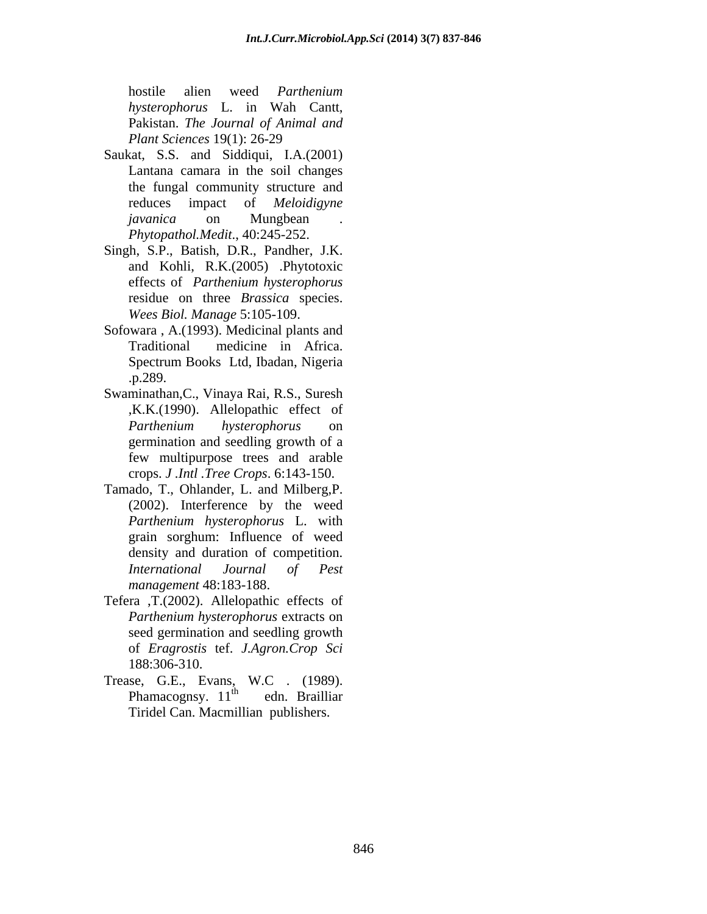hostile alien weed *Parthenium hysterophorus* L. in Wah Cantt, Pakistan. *The Journal of Animal and Plant Sciences* 19(1): 26-29

Saukat, S.S. and Siddiqui, I.A.(2001) Lantana camara in the soil changes the fungal community structure and reduces impact of *Meloidigyne javanica* on Mungbean . *Phytopathol.Medit*., 40:245-252.

Singh, S.P., Batish, D.R., Pandher, J.K. and Kohli, R.K.(2005) .Phytotoxic effects of *Parthenium hysterophorus* residue on three *Brassica* species. *Wees Biol. Manage* 5:105-109.

Sofowara , A.(1993). Medicinal plants and Traditional medicine in Africa. Spectrum Books Ltd, Ibadan, Nigeria .p.289.

Swaminathan,C., Vinaya Rai, R.S., Suresh ,K.K.(1990). Allelopathic effect of *Parthenium hysterophorus* on germination and seedling growth of a few multipurpose trees and arable crops. *J .Intl .Tree Crops*. 6:143-150.

Tamado, T., Ohlander, L. and Milberg,P. (2002). Interference by the weed *Parthenium hysterophorus* L. with grain sorghum: Influence of weed density and duration of competition. *International Journal of Pest management* 48:183-188.

Tefera ,T.(2002). Allelopathic effects of *Parthenium hysterophorus* extracts on seed germination and seedling growth of *Eragrostis* tef. *J.Agron.Crop Sci* 188:306-310.

Trease, G.E., Evans, W.C . (1989). Phamacognsy. 11th edn. Brailliar Tiridel Can. Macmillian publishers.